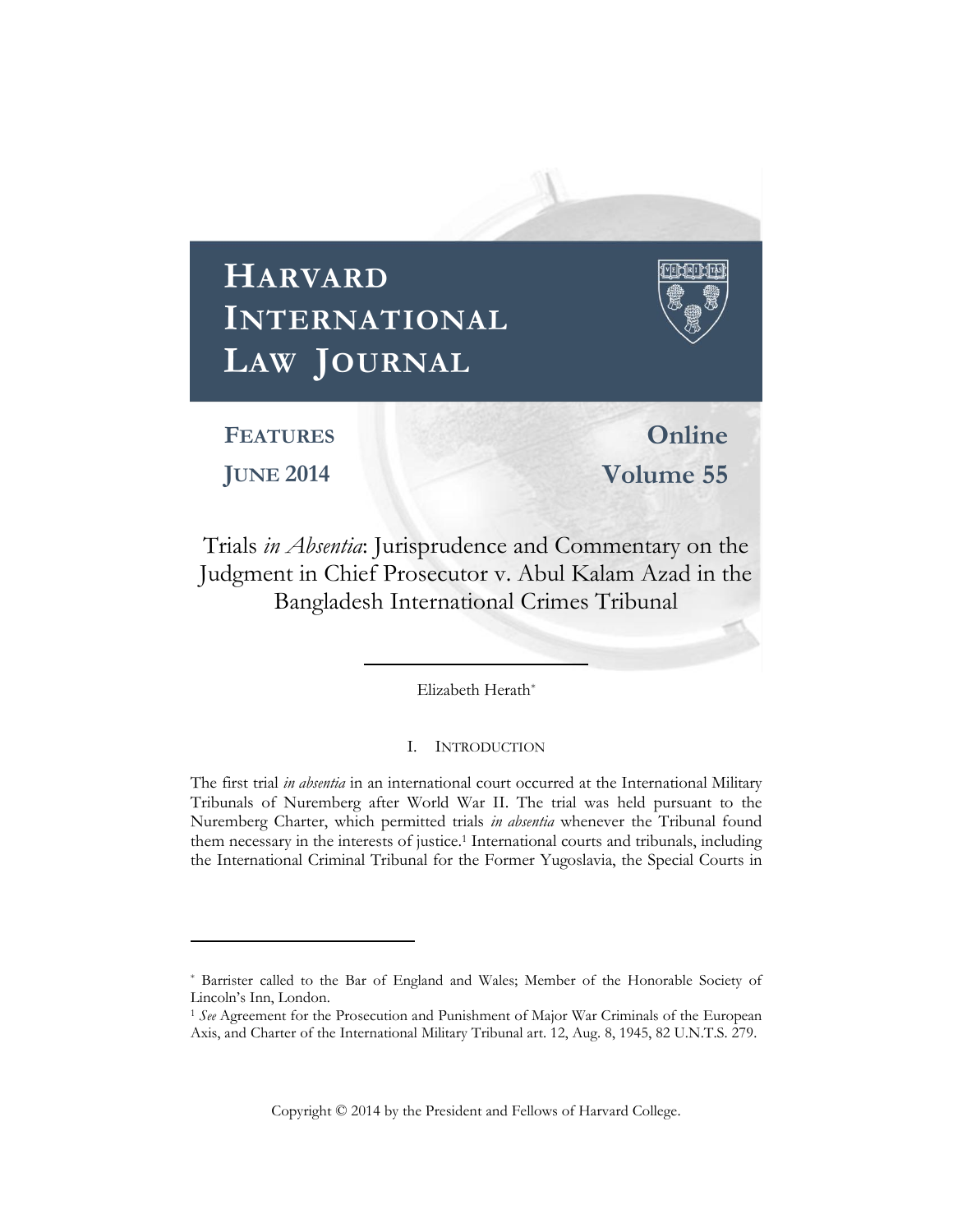# Harvard International Law Journal

**Features**

**June 2014**

**Online**

**Volume 55**

# Trials *in Absentia*: Jurisprudence and Commentary on the Judgment in Chief Prosecutor v. Abul Kalam Azad in the Bangladesh International Crimes Tribunal

Elizabeth Herath[*]

## I. Introduction

The first trial *in absentia* in an international court occurred at the International Military Tribunals of Nuremberg after World War II. The trial was held pursuant to the Nuremberg Charter, which permitted trials *in absentia* whenever the Tribunal found them necessary in the interests of justice.[1] International courts and tribunals, including the International Criminal Tribunal for the Former Yugoslavia, the Special Courts in

---

[*] Barrister called to the Bar of England and Wales; Member of the Honorable Society of Lincoln's Inn, London.

[1] *See* Agreement for the Prosecution and Punishment of Major War Criminals of the European Axis, and Charter of the International Military Tribunal art. 12, Aug. 8, 1945, 82 U.N.T.S. 279.

Copyright © 2014 by the President and Fellows of Harvard College.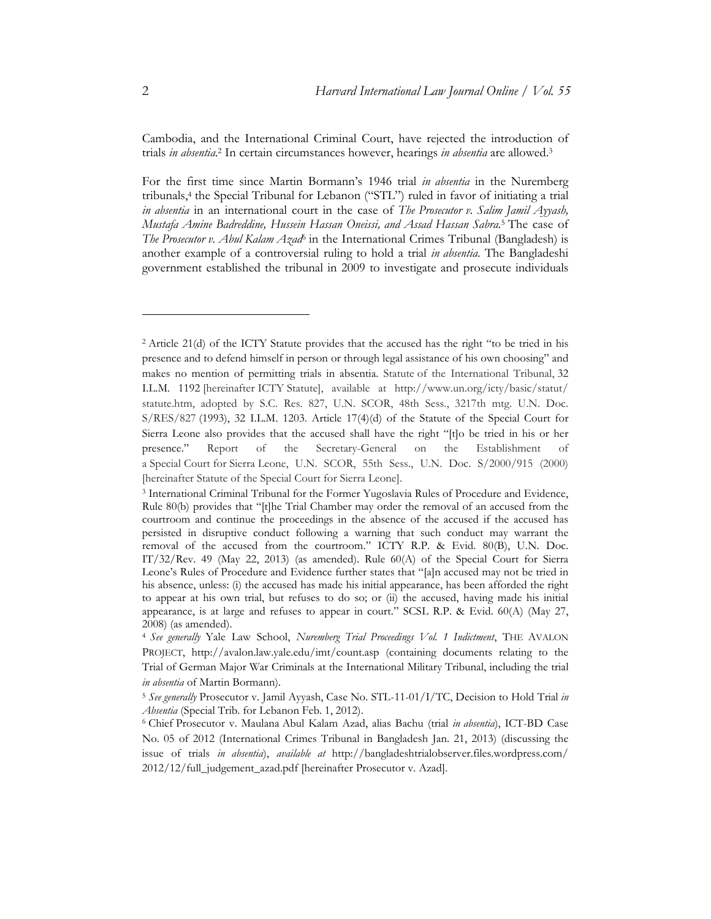Cambodia, and the International Criminal Court, have rejected the introduction of trials *in absentia*.[2] In certain circumstances however, hearings *in absentia* are allowed.[3]

For the first time since Martin Bormann's 1946 trial *in absentia* in the Nuremberg tribunals,[4] the Special Tribunal for Lebanon ("STL") ruled in favor of initiating a trial *in absentia* in an international court in the case of *The Prosecutor v. Salim Jamil Ayyash, Mustafa Amine Badreddine, Hussein Hassan Oneissi, and Assad Hassan Sabra*.[5] The case of *The Prosecutor v. Abul Kalam Azad*[6] in the International Crimes Tribunal (Bangladesh) is another example of a controversial ruling to hold a trial *in absentia*. The Bangladeshi government established the tribunal in 2009 to investigate and prosecute individuals

---

[2] Article 21(d) of the ICTY Statute provides that the accused has the right "to be tried in his presence and to defend himself in person or through legal assistance of his own choosing" and makes no mention of permitting trials in absentia. Statute of the International Tribunal, 32 I.L.M. 1192 [hereinafter ICTY Statute], available at http://www.un.org/icty/basic/statut/statute.htm, adopted by S.C. Res. 827, U.N. SCOR, 48th Sess., 3217th mtg. U.N. Doc. S/RES/827 (1993), 32 I.L.M. 1203. Article 17(4)(d) of the Statute of the Special Court for Sierra Leone also provides that the accused shall have the right "[t]o be tried in his or her presence." Report of the Secretary-General on the Establishment of a Special Court for Sierra Leone, U.N. SCOR, 55th Sess., U.N. Doc. S/2000/915 (2000) [hereinafter Statute of the Special Court for Sierra Leone].

[3] International Criminal Tribunal for the Former Yugoslavia Rules of Procedure and Evidence, Rule 80(b) provides that "[t]he Trial Chamber may order the removal of an accused from the courtroom and continue the proceedings in the absence of the accused if the accused has persisted in disruptive conduct following a warning that such conduct may warrant the removal of the accused from the courtroom." ICTY R.P. & Evid. 80(B), U.N. Doc. IT/32/Rev. 49 (May 22, 2013) (as amended). Rule 60(A) of the Special Court for Sierra Leone's Rules of Procedure and Evidence further states that "[a]n accused may not be tried in his absence, unless: (i) the accused has made his initial appearance, has been afforded the right to appear at his own trial, but refuses to do so; or (ii) the accused, having made his initial appearance, is at large and refuses to appear in court." SCSL R.P. & Evid. 60(A) (May 27, 2008) (as amended).

[4] *See generally* Yale Law School, *Nuremberg Trial Proceedings Vol. 1 Indictment*, THE AVALON PROJECT, http://avalon.law.yale.edu/imt/count.asp (containing documents relating to the Trial of German Major War Criminals at the International Military Tribunal, including the trial *in absentia* of Martin Bormann).

[5] *See generally* Prosecutor v. Jamil Ayyash, Case No. STL-11-01/I/TC, Decision to Hold Trial *in Absentia* (Special Trib. for Lebanon Feb. 1, 2012).

[6] Chief Prosecutor v. Maulana Abul Kalam Azad, alias Bachu (trial *in absentia*), ICT-BD Case No. 05 of 2012 (International Crimes Tribunal in Bangladesh Jan. 21, 2013) (discussing the issue of trials *in absentia*), *available at* http://bangladeshtrialobserver.files.wordpress.com/2012/12/full_judgement_azad.pdf [hereinafter Prosecutor v. Azad].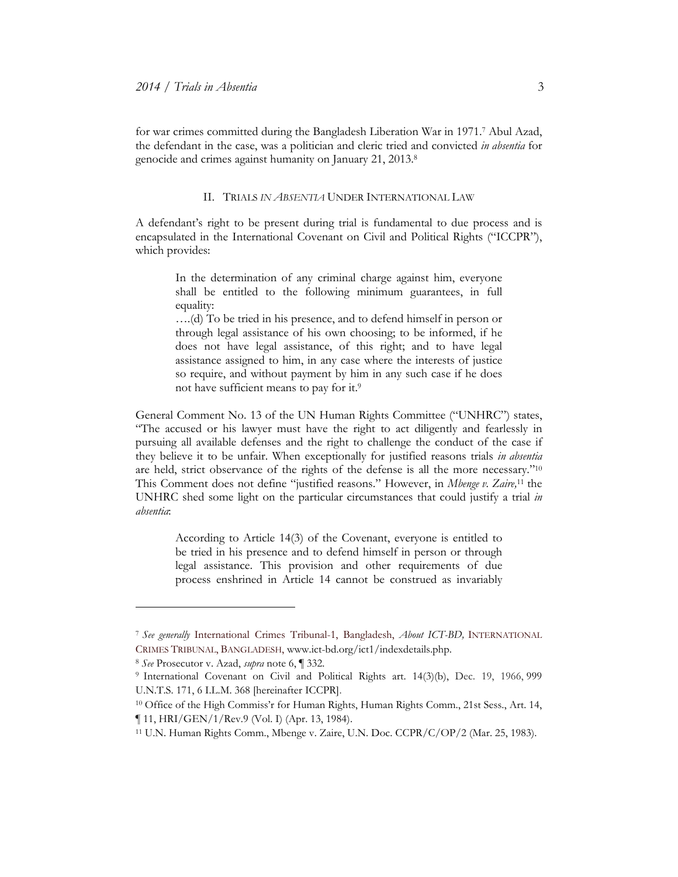for war crimes committed during the Bangladesh Liberation War in 1971.[7] Abul Azad, the defendant in the case, was a politician and cleric tried and convicted *in absentia* for genocide and crimes against humanity on January 21, 2013.[8]

## II. TRIALS *IN ABSENTIA* UNDER INTERNATIONAL LAW

A defendant's right to be present during trial is fundamental to due process and is encapsulated in the International Covenant on Civil and Political Rights ("ICCPR"), which provides:

> In the determination of any criminal charge against him, everyone shall be entitled to the following minimum guarantees, in full equality:
>
> ….(d) To be tried in his presence, and to defend himself in person or through legal assistance of his own choosing; to be informed, if he does not have legal assistance, of this right; and to have legal assistance assigned to him, in any case where the interests of justice so require, and without payment by him in any such case if he does not have sufficient means to pay for it.[9]

General Comment No. 13 of the UN Human Rights Committee ("UNHRC") states, "The accused or his lawyer must have the right to act diligently and fearlessly in pursuing all available defenses and the right to challenge the conduct of the case if they believe it to be unfair. When exceptionally for justified reasons trials *in absentia* are held, strict observance of the rights of the defense is all the more necessary."[10] This Comment does not define "justified reasons." However, in *Mbenge v. Zaire*,[11] the UNHRC shed some light on the particular circumstances that could justify a trial *in absentia*:

> According to Article 14(3) of the Covenant, everyone is entitled to be tried in his presence and to defend himself in person or through legal assistance. This provision and other requirements of due process enshrined in Article 14 cannot be construed as invariably

---

[7] *See generally* International Crimes Tribunal-1, Bangladesh, *About ICT-BD,* INTERNATIONAL CRIMES TRIBUNAL, BANGLADESH, www.ict-bd.org/ict1/indexdetails.php.

[8] *See* Prosecutor v. Azad, *supra* note 6, ¶ 332.

[9] International Covenant on Civil and Political Rights art. 14(3)(b), Dec. 19, 1966, 999 U.N.T.S. 171, 6 I.L.M. 368 [hereinafter ICCPR].

[10] Office of the High Commiss'r for Human Rights, Human Rights Comm., 21st Sess., Art. 14, ¶ 11, HRI/GEN/1/Rev.9 (Vol. I) (Apr. 13, 1984).

[11] U.N. Human Rights Comm., Mbenge v. Zaire, U.N. Doc. CCPR/C/OP/2 (Mar. 25, 1983).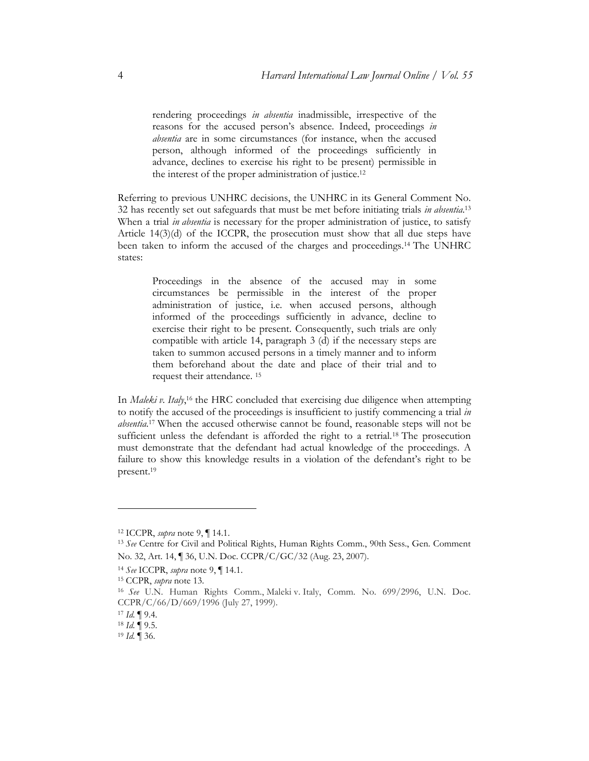> rendering proceedings *in absentia* inadmissible, irrespective of the reasons for the accused person's absence. Indeed, proceedings *in absentia* are in some circumstances (for instance, when the accused person, although informed of the proceedings sufficiently in advance, declines to exercise his right to be present) permissible in the interest of the proper administration of justice.[12]

Referring to previous UNHRC decisions, the UNHRC in its General Comment No. 32 has recently set out safeguards that must be met before initiating trials *in absentia*.[13] When a trial *in absentia* is necessary for the proper administration of justice, to satisfy Article 14(3)(d) of the ICCPR, the prosecution must show that all due steps have been taken to inform the accused of the charges and proceedings.[14] The UNHRC states:

> Proceedings in the absence of the accused may in some circumstances be permissible in the interest of the proper administration of justice, i.e. when accused persons, although informed of the proceedings sufficiently in advance, decline to exercise their right to be present. Consequently, such trials are only compatible with article 14, paragraph 3 (d) if the necessary steps are taken to summon accused persons in a timely manner and to inform them beforehand about the date and place of their trial and to request their attendance. [15]

In *Maleki v. Italy*,[16] the HRC concluded that exercising due diligence when attempting to notify the accused of the proceedings is insufficient to justify commencing a trial *in absentia*.[17] When the accused otherwise cannot be found, reasonable steps will not be sufficient unless the defendant is afforded the right to a retrial.[18] The prosecution must demonstrate that the defendant had actual knowledge of the proceedings. A failure to show this knowledge results in a violation of the defendant's right to be present.[19]

---

[12] ICCPR, *supra* note 9, ¶ 14.1.

[13] *See* Centre for Civil and Political Rights, Human Rights Comm., 90th Sess., Gen. Comment No. 32, Art. 14, ¶ 36, U.N. Doc. CCPR/C/GC/32 (Aug. 23, 2007).

[14] *See* ICCPR, *supra* note 9, ¶ 14.1.

[15] CCPR, *supra* note 13.

[16] *See* U.N. Human Rights Comm., Maleki v. Italy, Comm. No. 699/2996, U.N. Doc. CCPR/C/66/D/669/1996 (July 27, 1999).

[17] *Id.* ¶ 9.4.

[18] *Id.* ¶ 9.5.

[19] *Id.* ¶ 36.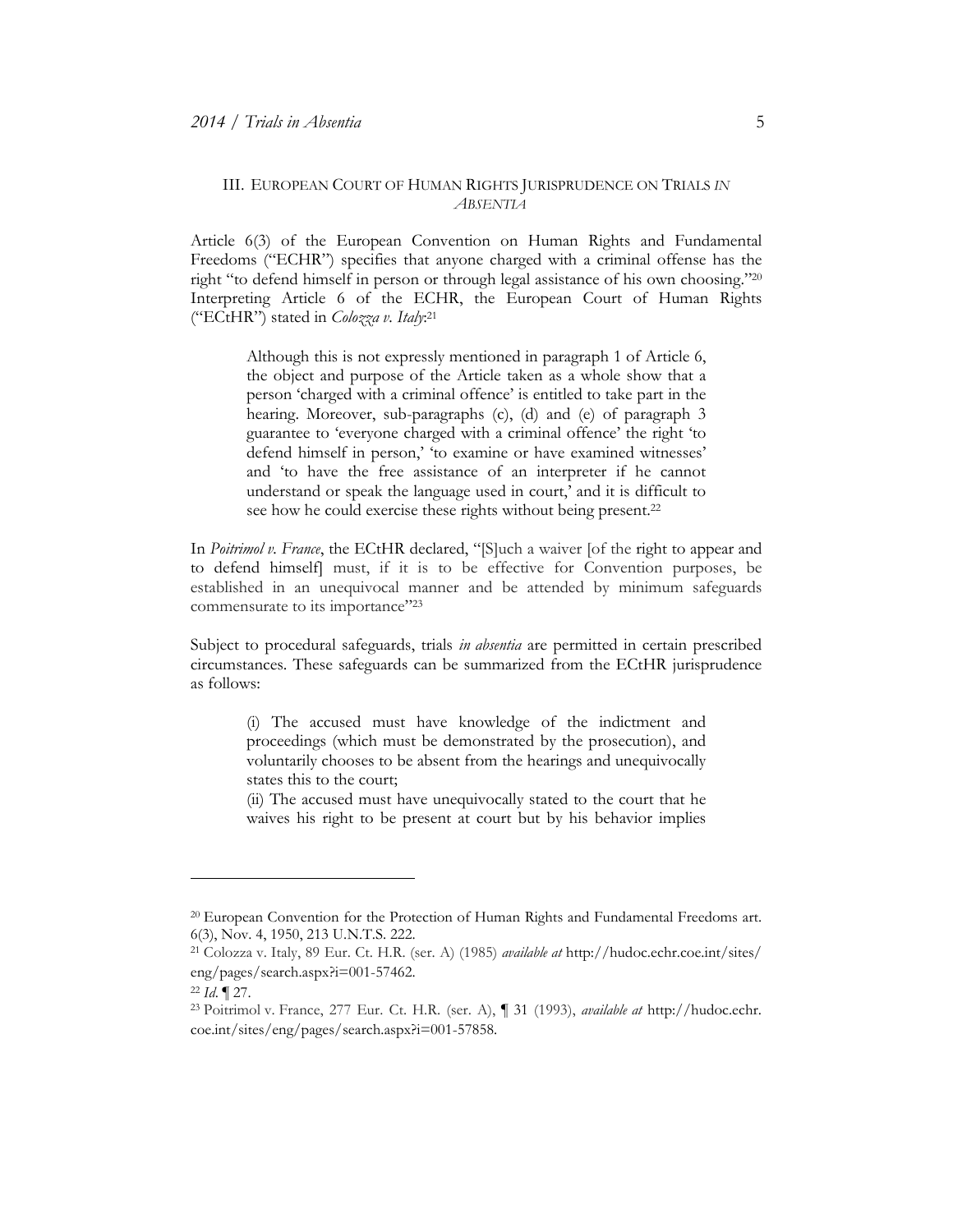## III. European Court of Human Rights Jurisprudence on Trials *in Absentia*

Article 6(3) of the European Convention on Human Rights and Fundamental Freedoms ("ECHR") specifies that anyone charged with a criminal offense has the right "to defend himself in person or through legal assistance of his own choosing."[20] Interpreting Article 6 of the ECHR, the European Court of Human Rights ("ECtHR") stated in *Colozza v. Italy*:[21]

> Although this is not expressly mentioned in paragraph 1 of Article 6, the object and purpose of the Article taken as a whole show that a person 'charged with a criminal offence' is entitled to take part in the hearing. Moreover, sub-paragraphs (c), (d) and (e) of paragraph 3 guarantee to 'everyone charged with a criminal offence' the right 'to defend himself in person,' 'to examine or have examined witnesses' and 'to have the free assistance of an interpreter if he cannot understand or speak the language used in court,' and it is difficult to see how he could exercise these rights without being present.[22]

In *Poitrimol v. France*, the ECtHR declared, "[S]uch a waiver [of the right to appear and to defend himself] must, if it is to be effective for Convention purposes, be established in an unequivocal manner and be attended by minimum safeguards commensurate to its importance"[23]

Subject to procedural safeguards, trials *in absentia* are permitted in certain prescribed circumstances. These safeguards can be summarized from the ECtHR jurisprudence as follows:

> (i) The accused must have knowledge of the indictment and proceedings (which must be demonstrated by the prosecution), and voluntarily chooses to be absent from the hearings and unequivocally states this to the court;
>
> (ii) The accused must have unequivocally stated to the court that he waives his right to be present at court but by his behavior implies

---

[20] European Convention for the Protection of Human Rights and Fundamental Freedoms art. 6(3), Nov. 4, 1950, 213 U.N.T.S. 222.

[21] Colozza v. Italy, 89 Eur. Ct. H.R. (ser. A) (1985) *available at* http://hudoc.echr.coe.int/sites/eng/pages/search.aspx?i=001-57462.

[22] *Id.* ¶ 27.

[23] Poitrimol v. France, 277 Eur. Ct. H.R. (ser. A), ¶ 31 (1993), *available at* http://hudoc.echr.coe.int/sites/eng/pages/search.aspx?i=001-57858.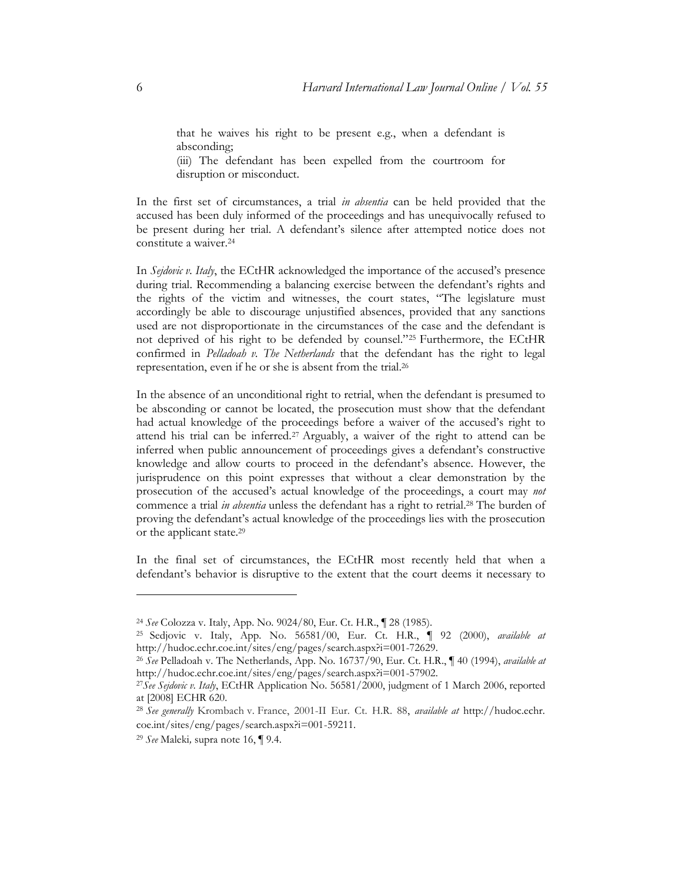> that he waives his right to be present e.g., when a defendant is absconding;
>
> (iii) The defendant has been expelled from the courtroom for disruption or misconduct.

In the first set of circumstances, a trial *in absentia* can be held provided that the accused has been duly informed of the proceedings and has unequivocally refused to be present during her trial. A defendant's silence after attempted notice does not constitute a waiver.[24]

In *Sejdovic v. Italy*, the ECtHR acknowledged the importance of the accused's presence during trial. Recommending a balancing exercise between the defendant's rights and the rights of the victim and witnesses, the court states, "The legislature must accordingly be able to discourage unjustified absences, provided that any sanctions used are not disproportionate in the circumstances of the case and the defendant is not deprived of his right to be defended by counsel."[25] Furthermore, the ECtHR confirmed in *Pelladoah v. The Netherlands* that the defendant has the right to legal representation, even if he or she is absent from the trial.[26]

In the absence of an unconditional right to retrial, when the defendant is presumed to be absconding or cannot be located, the prosecution must show that the defendant had actual knowledge of the proceedings before a waiver of the accused's right to attend his trial can be inferred.[27] Arguably, a waiver of the right to attend can be inferred when public announcement of proceedings gives a defendant's constructive knowledge and allow courts to proceed in the defendant's absence. However, the jurisprudence on this point expresses that without a clear demonstration by the prosecution of the accused's actual knowledge of the proceedings, a court may *not* commence a trial *in absentia* unless the defendant has a right to retrial.[28] The burden of proving the defendant's actual knowledge of the proceedings lies with the prosecution or the applicant state.[29]

In the final set of circumstances, the ECtHR most recently held that when a defendant's behavior is disruptive to the extent that the court deems it necessary to

---

[24] *See* Colozza v. Italy, App. No. 9024/80, Eur. Ct. H.R., ¶ 28 (1985).

[25] Sedjovic v. Italy, App. No. 56581/00, Eur. Ct. H.R., ¶ 92 (2000), *available at* http://hudoc.echr.coe.int/sites/eng/pages/search.aspx?i=001-72629.

[26] *See* Pelladoah v. The Netherlands, App. No. 16737/90, Eur. Ct. H.R., ¶ 40 (1994), *available at* http://hudoc.echr.coe.int/sites/eng/pages/search.aspx?i=001-57902.

[27] *See Sejdovic v. Italy*, ECtHR Application No. 56581/2000, judgment of 1 March 2006, reported at [2008] ECHR 620.

[28] *See generally* Krombach v. France, 2001-II Eur. Ct. H.R. 88, *available at* http://hudoc.echr.coe.int/sites/eng/pages/search.aspx?i=001-59211.

[29] *See* Maleki*,* supra note 16, ¶ 9.4.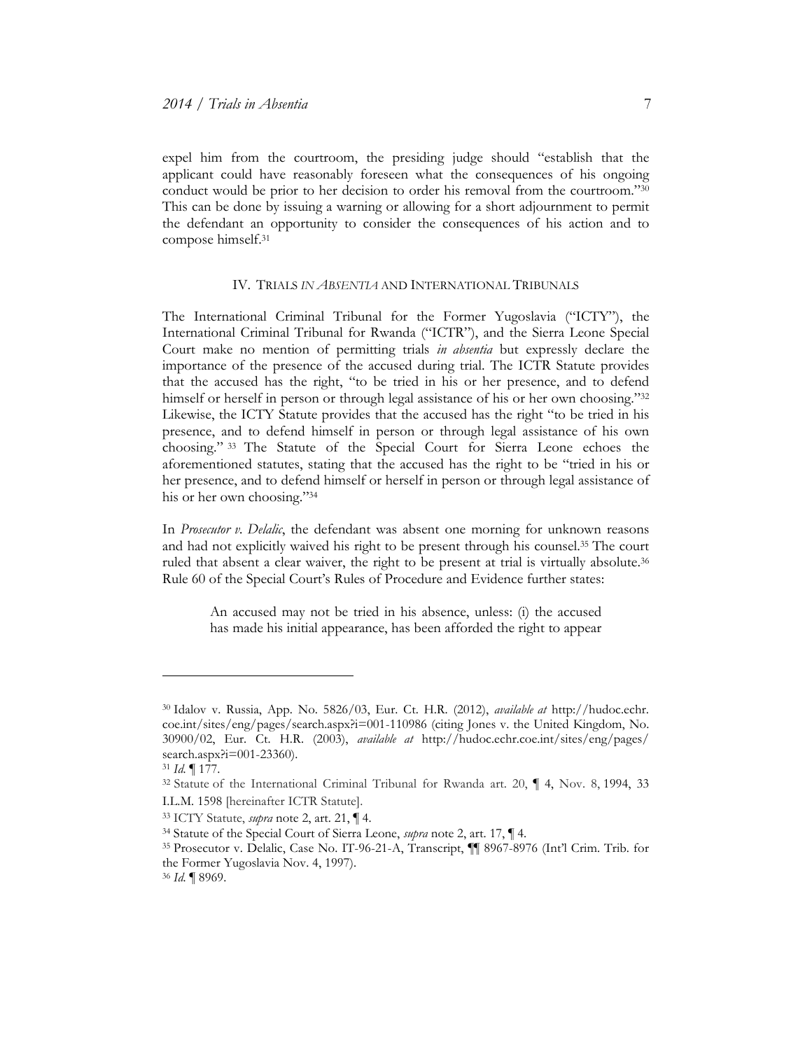expel him from the courtroom, the presiding judge should "establish that the applicant could have reasonably foreseen what the consequences of his ongoing conduct would be prior to her decision to order his removal from the courtroom."[30] This can be done by issuing a warning or allowing for a short adjournment to permit the defendant an opportunity to consider the consequences of his action and to compose himself.[31]

## IV. TRIALS *IN ABSENTIA* AND INTERNATIONAL TRIBUNALS

The International Criminal Tribunal for the Former Yugoslavia ("ICTY"), the International Criminal Tribunal for Rwanda ("ICTR"), and the Sierra Leone Special Court make no mention of permitting trials *in absentia* but expressly declare the importance of the presence of the accused during trial. The ICTR Statute provides that the accused has the right, "to be tried in his or her presence, and to defend himself or herself in person or through legal assistance of his or her own choosing."[32] Likewise, the ICTY Statute provides that the accused has the right "to be tried in his presence, and to defend himself in person or through legal assistance of his own choosing."[33] The Statute of the Special Court for Sierra Leone echoes the aforementioned statutes, stating that the accused has the right to be "tried in his or her presence, and to defend himself or herself in person or through legal assistance of his or her own choosing."[34]

In *Prosecutor v. Delalic*, the defendant was absent one morning for unknown reasons and had not explicitly waived his right to be present through his counsel.[35] The court ruled that absent a clear waiver, the right to be present at trial is virtually absolute.[36] Rule 60 of the Special Court's Rules of Procedure and Evidence further states:

> An accused may not be tried in his absence, unless: (i) the accused has made his initial appearance, has been afforded the right to appear

---

[30] Idalov v. Russia, App. No. 5826/03, Eur. Ct. H.R. (2012), *available at* http://hudoc.echr.coe.int/sites/eng/pages/search.aspx?i=001-110986 (citing Jones v. the United Kingdom, No. 30900/02, Eur. Ct. H.R. (2003), *available at* http://hudoc.echr.coe.int/sites/eng/pages/search.aspx?i=001-23360).

[31] *Id.* ¶ 177.

[32] Statute of the International Criminal Tribunal for Rwanda art. 20, ¶ 4, Nov. 8, 1994, 33 I.L.M. 1598 [hereinafter ICTR Statute].

[33] ICTY Statute, *supra* note 2, art. 21, ¶ 4.

[34] Statute of the Special Court of Sierra Leone, *supra* note 2, art. 17, ¶ 4.

[35] Prosecutor v. Delalic, Case No. IT-96-21-A, Transcript, ¶¶ 8967-8976 (Int'l Crim. Trib. for the Former Yugoslavia Nov. 4, 1997).

[36] *Id.* ¶ 8969.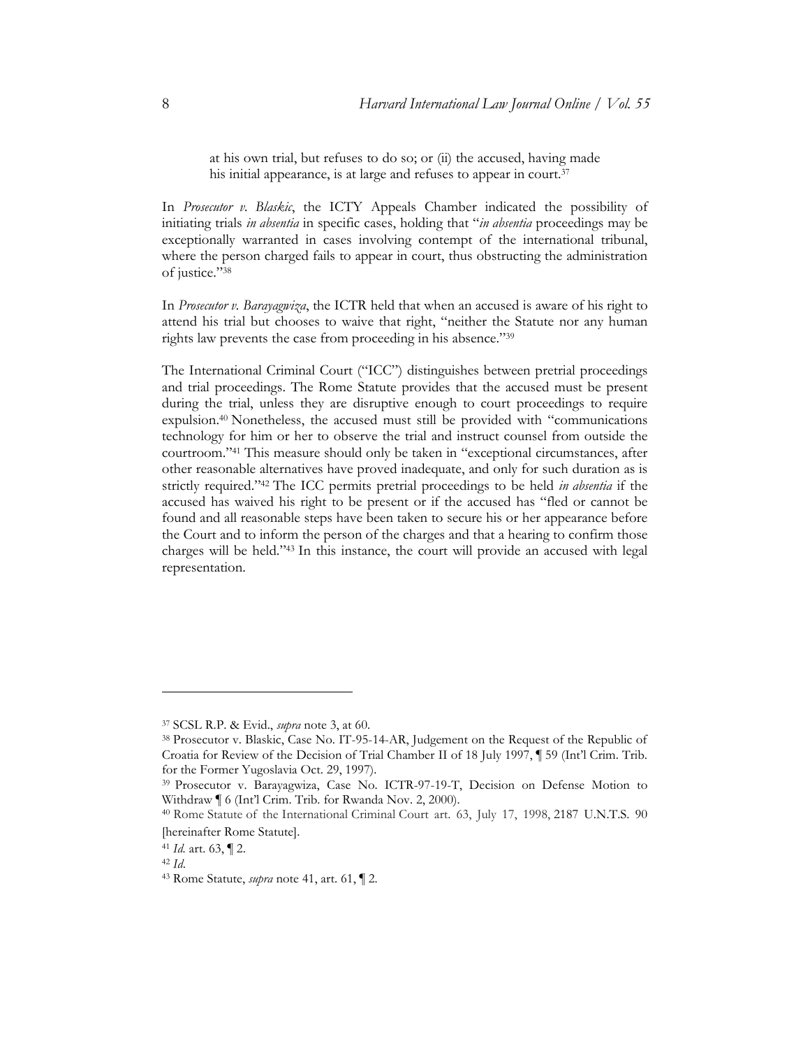> at his own trial, but refuses to do so; or (ii) the accused, having made his initial appearance, is at large and refuses to appear in court.[37]

In *Prosecutor v. Blaskic*, the ICTY Appeals Chamber indicated the possibility of initiating trials *in absentia* in specific cases, holding that "*in absentia* proceedings may be exceptionally warranted in cases involving contempt of the international tribunal, where the person charged fails to appear in court, thus obstructing the administration of justice."[38]

In *Prosecutor v. Barayagwiza*, the ICTR held that when an accused is aware of his right to attend his trial but chooses to waive that right, "neither the Statute nor any human rights law prevents the case from proceeding in his absence."[39]

The International Criminal Court ("ICC") distinguishes between pretrial proceedings and trial proceedings. The Rome Statute provides that the accused must be present during the trial, unless they are disruptive enough to court proceedings to require expulsion.[40] Nonetheless, the accused must still be provided with "communications technology for him or her to observe the trial and instruct counsel from outside the courtroom."[41] This measure should only be taken in "exceptional circumstances, after other reasonable alternatives have proved inadequate, and only for such duration as is strictly required."[42] The ICC permits pretrial proceedings to be held *in absentia* if the accused has waived his right to be present or if the accused has "fled or cannot be found and all reasonable steps have been taken to secure his or her appearance before the Court and to inform the person of the charges and that a hearing to confirm those charges will be held."[43] In this instance, the court will provide an accused with legal representation.

---

[37] SCSL R.P. & Evid., *supra* note 3, at 60.

[38] Prosecutor v. Blaskic, Case No. IT-95-14-AR, Judgement on the Request of the Republic of Croatia for Review of the Decision of Trial Chamber II of 18 July 1997, ¶ 59 (Int'l Crim. Trib. for the Former Yugoslavia Oct. 29, 1997).

[39] Prosecutor v. Barayagwiza, Case No. ICTR-97-19-T, Decision on Defense Motion to Withdraw ¶ 6 (Int'l Crim. Trib. for Rwanda Nov. 2, 2000).

[40] Rome Statute of the International Criminal Court art. 63, July 17, 1998, 2187 U.N.T.S. 90 [hereinafter Rome Statute].

[41] *Id.* art. 63, ¶ 2.

[42] *Id.*

[43] Rome Statute, *supra* note 41, art. 61, ¶ 2.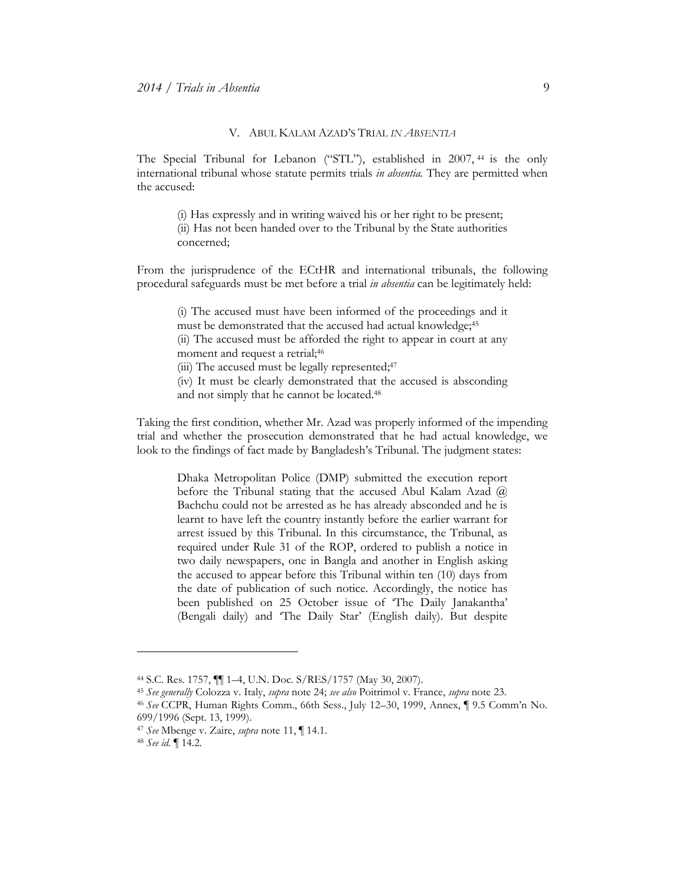## V. ABUL KALAM AZAD'S TRIAL *IN ABSENTIA*

The Special Tribunal for Lebanon ("STL"), established in 2007,[44] is the only international tribunal whose statute permits trials *in absentia.* They are permitted when the accused:

> (i) Has expressly and in writing waived his or her right to be present;
> (ii) Has not been handed over to the Tribunal by the State authorities concerned;

From the jurisprudence of the ECtHR and international tribunals, the following procedural safeguards must be met before a trial *in absentia* can be legitimately held:

> (i) The accused must have been informed of the proceedings and it must be demonstrated that the accused had actual knowledge;[45]
> (ii) The accused must be afforded the right to appear in court at any moment and request a retrial;[46]
> (iii) The accused must be legally represented;[47]
> (iv) It must be clearly demonstrated that the accused is absconding and not simply that he cannot be located.[48]

Taking the first condition, whether Mr. Azad was properly informed of the impending trial and whether the prosecution demonstrated that he had actual knowledge, we look to the findings of fact made by Bangladesh's Tribunal. The judgment states:

> Dhaka Metropolitan Police (DMP) submitted the execution report before the Tribunal stating that the accused Abul Kalam Azad @ Bachchu could not be arrested as he has already absconded and he is learnt to have left the country instantly before the earlier warrant for arrest issued by this Tribunal. In this circumstance, the Tribunal, as required under Rule 31 of the ROP, ordered to publish a notice in two daily newspapers, one in Bangla and another in English asking the accused to appear before this Tribunal within ten (10) days from the date of publication of such notice. Accordingly, the notice has been published on 25 October issue of 'The Daily Janakantha' (Bengali daily) and 'The Daily Star' (English daily). But despite

---

[44] S.C. Res. 1757, ¶¶ 1–4, U.N. Doc. S/RES/1757 (May 30, 2007).

[45] *See generally* Colozza v. Italy, *supra* note 24; *see also* Poitrimol v. France, *supra* note 23.

[46] *See* CCPR, Human Rights Comm., 66th Sess., July 12–30, 1999, Annex, ¶ 9.5 Comm'n No. 699/1996 (Sept. 13, 1999).

[47] *See* Mbenge v. Zaire, *supra* note 11, ¶ 14.1.

[48] *See id.* ¶ 14.2.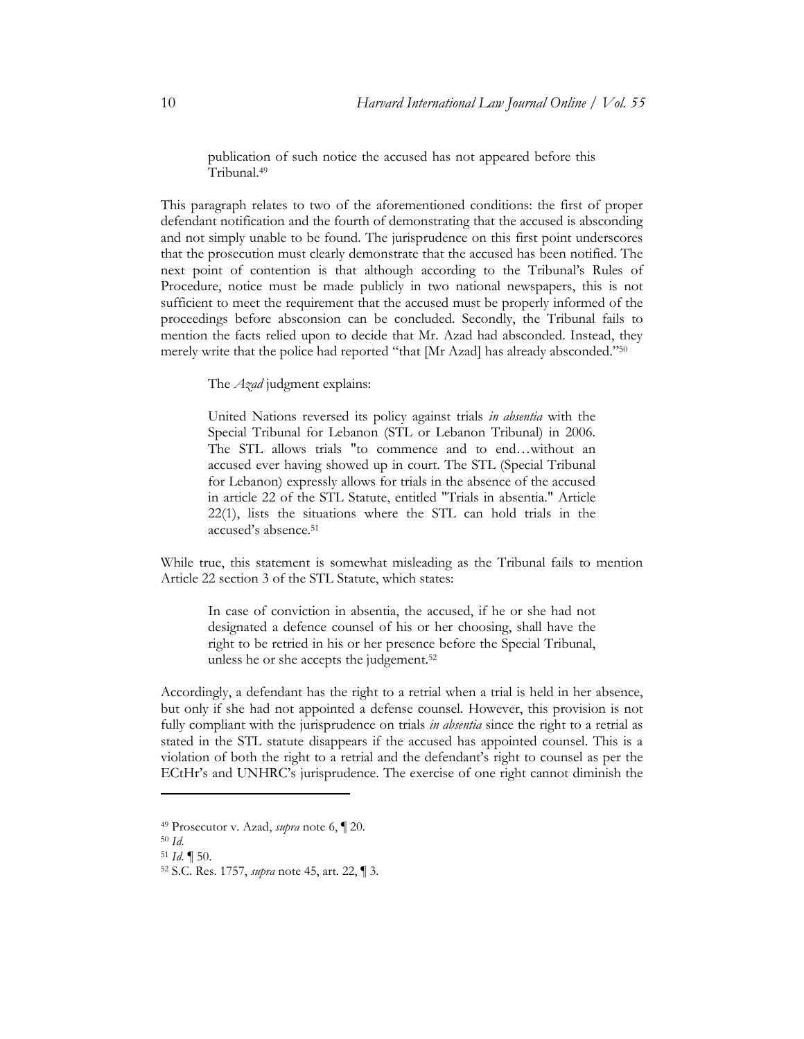> publication of such notice the accused has not appeared before this Tribunal.[49]

This paragraph relates to two of the aforementioned conditions: the first of proper defendant notification and the fourth of demonstrating that the accused is absconding and not simply unable to be found. The jurisprudence on this first point underscores that the prosecution must clearly demonstrate that the accused has been notified. The next point of contention is that although according to the Tribunal's Rules of Procedure, notice must be made publicly in two national newspapers, this is not sufficient to meet the requirement that the accused must be properly informed of the proceedings before absconsion can be concluded. Secondly, the Tribunal fails to mention the facts relied upon to decide that Mr. Azad had absconded. Instead, they merely write that the police had reported "that [Mr Azad] has already absconded."[50]

The *Azad* judgment explains:

> United Nations reversed its policy against trials *in absentia* with the Special Tribunal for Lebanon (STL or Lebanon Tribunal) in 2006. The STL allows trials "to commence and to end…without an accused ever having showed up in court. The STL (Special Tribunal for Lebanon) expressly allows for trials in the absence of the accused in article 22 of the STL Statute, entitled "Trials in absentia." Article 22(1), lists the situations where the STL can hold trials in the accused's absence.[51]

While true, this statement is somewhat misleading as the Tribunal fails to mention Article 22 section 3 of the STL Statute, which states:

> In case of conviction in absentia, the accused, if he or she had not designated a defence counsel of his or her choosing, shall have the right to be retried in his or her presence before the Special Tribunal, unless he or she accepts the judgement.[52]

Accordingly, a defendant has the right to a retrial when a trial is held in her absence, but only if she had not appointed a defense counsel. However, this provision is not fully compliant with the jurisprudence on trials *in absentia* since the right to a retrial as stated in the STL statute disappears if the accused has appointed counsel. This is a violation of both the right to a retrial and the defendant's right to counsel as per the ECtHr's and UNHRC's jurisprudence. The exercise of one right cannot diminish the

---

[49] Prosecutor v. Azad, *supra* note 6, ¶ 20.

[50] *Id.*

[51] *Id.* ¶ 50.

[52] S.C. Res. 1757, *supra* note 45, art. 22, ¶ 3.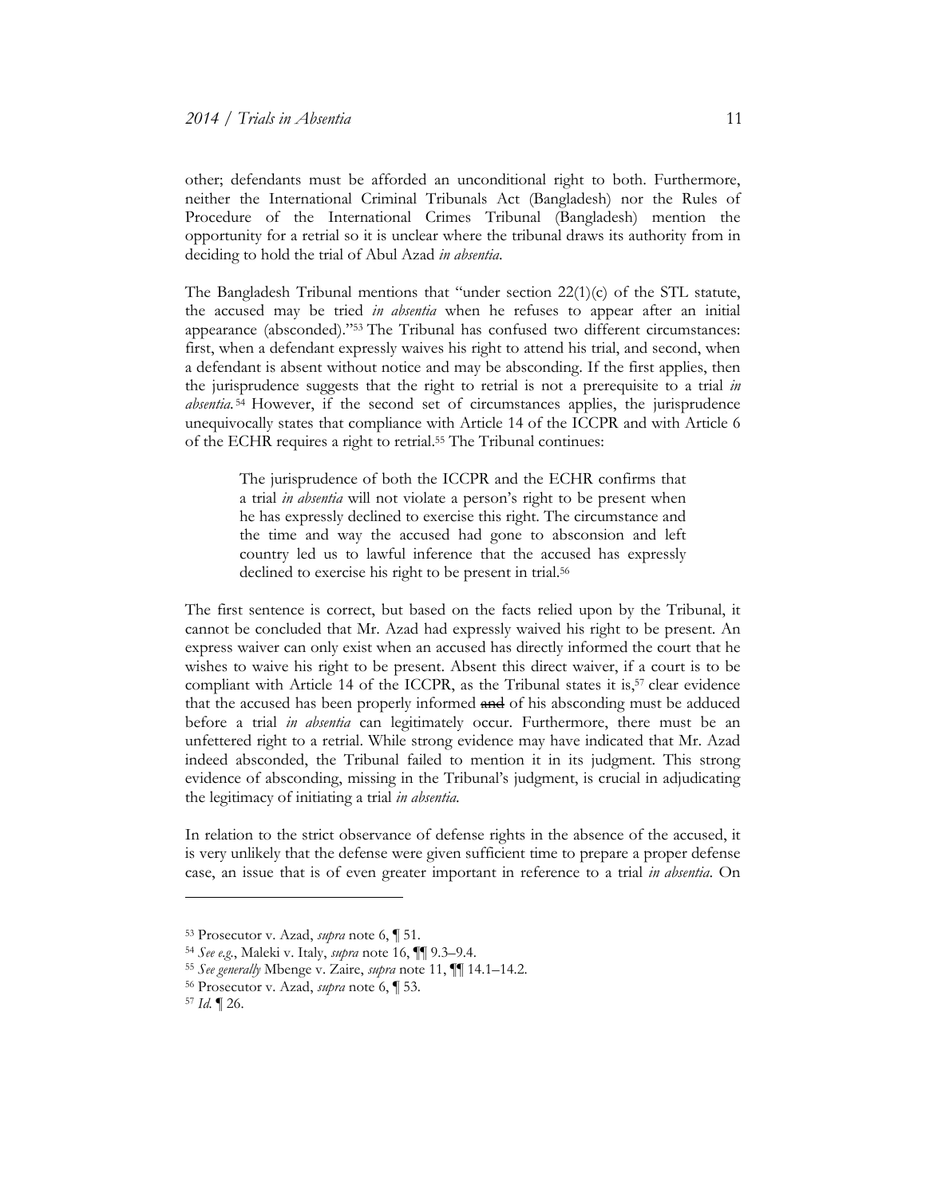other; defendants must be afforded an unconditional right to both. Furthermore, neither the International Criminal Tribunals Act (Bangladesh) nor the Rules of Procedure of the International Crimes Tribunal (Bangladesh) mention the opportunity for a retrial so it is unclear where the tribunal draws its authority from in deciding to hold the trial of Abul Azad *in absentia*.

The Bangladesh Tribunal mentions that "under section 22(1)(c) of the STL statute, the accused may be tried *in absentia* when he refuses to appear after an initial appearance (absconded)."[53] The Tribunal has confused two different circumstances: first, when a defendant expressly waives his right to attend his trial, and second, when a defendant is absent without notice and may be absconding. If the first applies, then the jurisprudence suggests that the right to retrial is not a prerequisite to a trial *in absentia*.[54] However, if the second set of circumstances applies, the jurisprudence unequivocally states that compliance with Article 14 of the ICCPR and with Article 6 of the ECHR requires a right to retrial.[55] The Tribunal continues:

> The jurisprudence of both the ICCPR and the ECHR confirms that a trial *in absentia* will not violate a person's right to be present when he has expressly declined to exercise this right. The circumstance and the time and way the accused had gone to absconsion and left country led us to lawful inference that the accused has expressly declined to exercise his right to be present in trial.[56]

The first sentence is correct, but based on the facts relied upon by the Tribunal, it cannot be concluded that Mr. Azad had expressly waived his right to be present. An express waiver can only exist when an accused has directly informed the court that he wishes to waive his right to be present. Absent this direct waiver, if a court is to be compliant with Article 14 of the ICCPR, as the Tribunal states it is,[57] clear evidence that the accused has been properly informed ~~and~~ of his absconding must be adduced before a trial *in absentia* can legitimately occur. Furthermore, there must be an unfettered right to a retrial. While strong evidence may have indicated that Mr. Azad indeed absconded, the Tribunal failed to mention it in its judgment. This strong evidence of absconding, missing in the Tribunal's judgment, is crucial in adjudicating the legitimacy of initiating a trial *in absentia*.

In relation to the strict observance of defense rights in the absence of the accused, it is very unlikely that the defense were given sufficient time to prepare a proper defense case, an issue that is of even greater important in reference to a trial *in absentia*. On

---

[53] Prosecutor v. Azad, *supra* note 6, ¶ 51.

[54] *See e.g.*, Maleki v. Italy, *supra* note 16, ¶¶ 9.3–9.4.

[55] *See generally* Mbenge v. Zaire, *supra* note 11, ¶¶ 14.1–14.2.

[56] Prosecutor v. Azad, *supra* note 6, ¶ 53.

[57] *Id.* ¶ 26.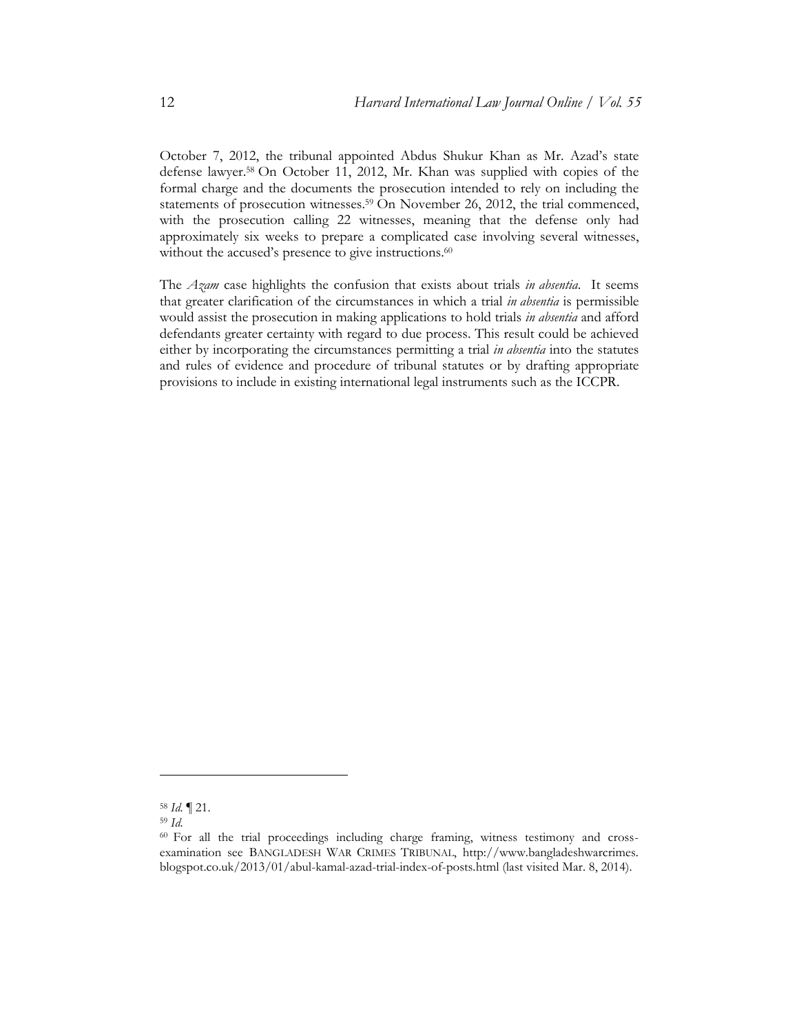October 7, 2012, the tribunal appointed Abdus Shukur Khan as Mr. Azad's state defense lawyer.[58] On October 11, 2012, Mr. Khan was supplied with copies of the formal charge and the documents the prosecution intended to rely on including the statements of prosecution witnesses.[59] On November 26, 2012, the trial commenced, with the prosecution calling 22 witnesses, meaning that the defense only had approximately six weeks to prepare a complicated case involving several witnesses, without the accused's presence to give instructions.[60]

The *Azam* case highlights the confusion that exists about trials *in absentia*. It seems that greater clarification of the circumstances in which a trial *in absentia* is permissible would assist the prosecution in making applications to hold trials *in absentia* and afford defendants greater certainty with regard to due process. This result could be achieved either by incorporating the circumstances permitting a trial *in absentia* into the statutes and rules of evidence and procedure of tribunal statutes or by drafting appropriate provisions to include in existing international legal instruments such as the ICCPR.

---

[58] *Id.* ¶ 21.

[59] *Id.*

[60] For all the trial proceedings including charge framing, witness testimony and cross-examination see BANGLADESH WAR CRIMES TRIBUNAL, http://www.bangladeshwarcrimes.blogspot.co.uk/2013/01/abul-kamal-azad-trial-index-of-posts.html (last visited Mar. 8, 2014).